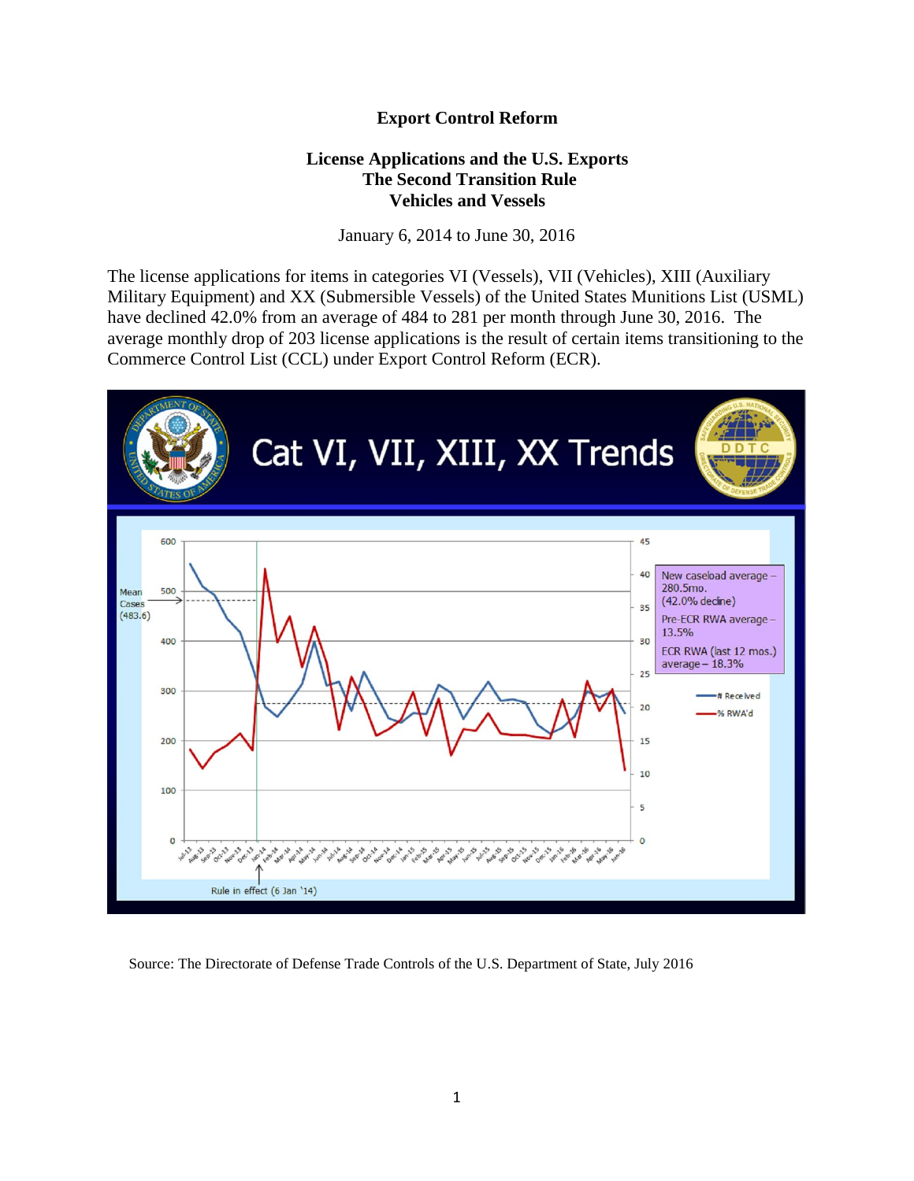# Export Control Reform

## License Applications and the U.S. Exports
## The Second Transition Rule
## Vehicles and Vessels

January 6, 2014 to June 30, 2016

The license applications for items in categories VI (Vessels), VII (Vehicles), XIII (Auxiliary Military Equipment) and XX (Submersible Vessels) of the United States Munitions List (USML) have declined 42.0% from an average of 484 to 281 per month through June 30, 2016. The average monthly drop of 203 license applications is the result of certain items transitioning to the Commerce Control List (CCL) under Export Control Reform (ECR).

Source: The Directorate of Defense Trade Controls of the U.S. Department of State, July 2016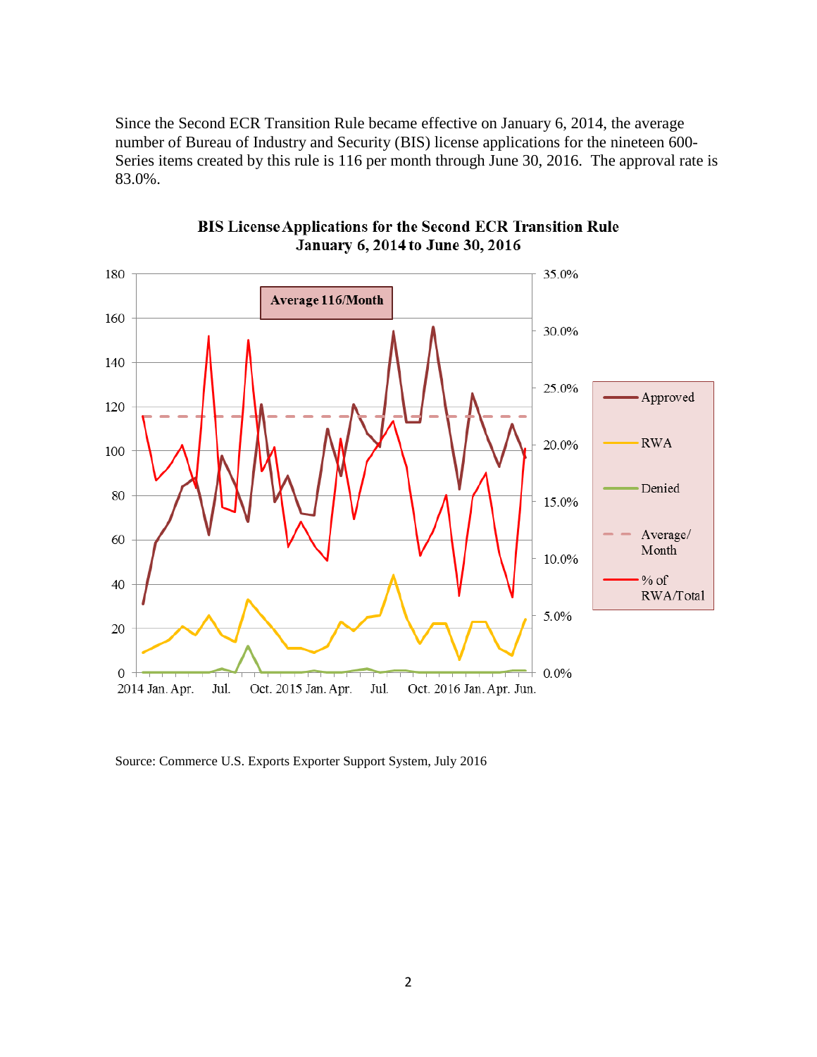Since the Second ECR Transition Rule became effective on January 6, 2014, the average number of Bureau of Industry and Security (BIS) license applications for the nineteen 600-Series items created by this rule is 116 per month through June 30, 2016. The approval rate is 83.0%.

**BIS License Applications for the Second ECR Transition Rule January 6, 2014 to June 30, 2016**

Average 116/Month

Legend: Approved, RWA, Denied, Average/Month, % of RWA/Total

Source: Commerce U.S. Exports Exporter Support System, July 2016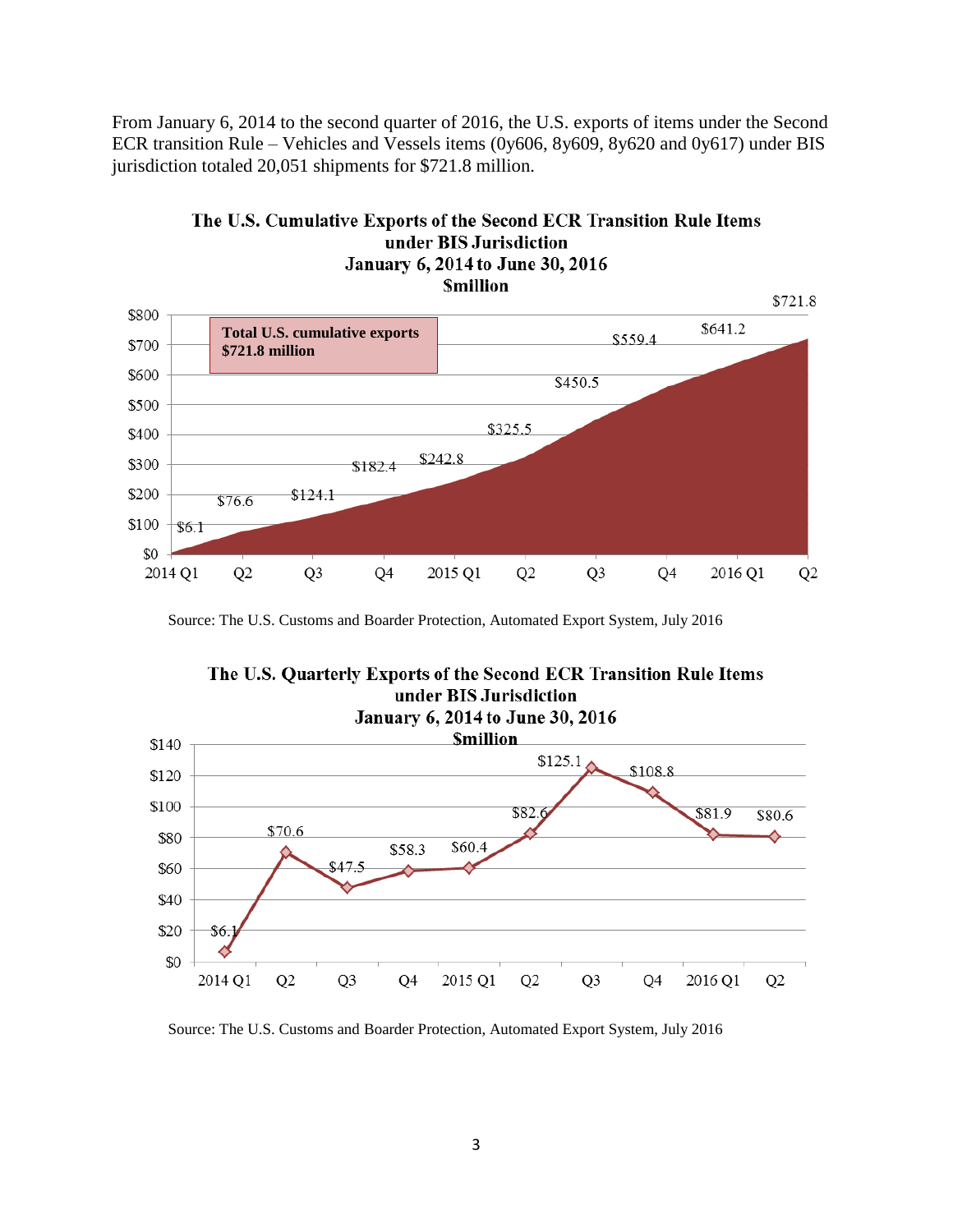From January 6, 2014 to the second quarter of 2016, the U.S. exports of items under the Second ECR transition Rule – Vehicles and Vessels items (0y606, 8y609, 8y620 and 0y617) under BIS jurisdiction totaled 20,051 shipments for $721.8 million.

**The U.S. Cumulative Exports of the Second ECR Transition Rule Items under BIS Jurisdiction**
**January 6, 2014 to June 30, 2016**
**$million**

| Quarter | Cumulative Exports ($million) |
| --- | --- |
| 2014 Q1 | $6.1 |
| Q2 | $76.6 |
| Q3 | $124.1 |
| Q4 | $182.4 |
| 2015 Q1 | $242.8 |
| Q2 | $325.5 |
| Q3 | $450.5 |
| Q4 | $559.4 |
| 2016 Q1 | $641.2 |
| Q2 | $721.8 |

Total U.S. cumulative exports $721.8 million

Source: The U.S. Customs and Boarder Protection, Automated Export System, July 2016

**The U.S. Quarterly Exports of the Second ECR Transition Rule Items under BIS Jurisdiction**
**January 6, 2014 to June 30, 2016**
**$million**

| Quarter | Quarterly Exports ($million) |
| --- | --- |
| 2014 Q1 | $6.1 |
| Q2 | $70.6 |
| Q3 | $47.5 |
| Q4 | $58.3 |
| 2015 Q1 | $60.4 |
| Q2 | $82.6 |
| Q3 | $125.1 |
| Q4 | $108.8 |
| 2016 Q1 | $81.9 |
| Q2 | $80.6 |

Source: The U.S. Customs and Boarder Protection, Automated Export System, July 2016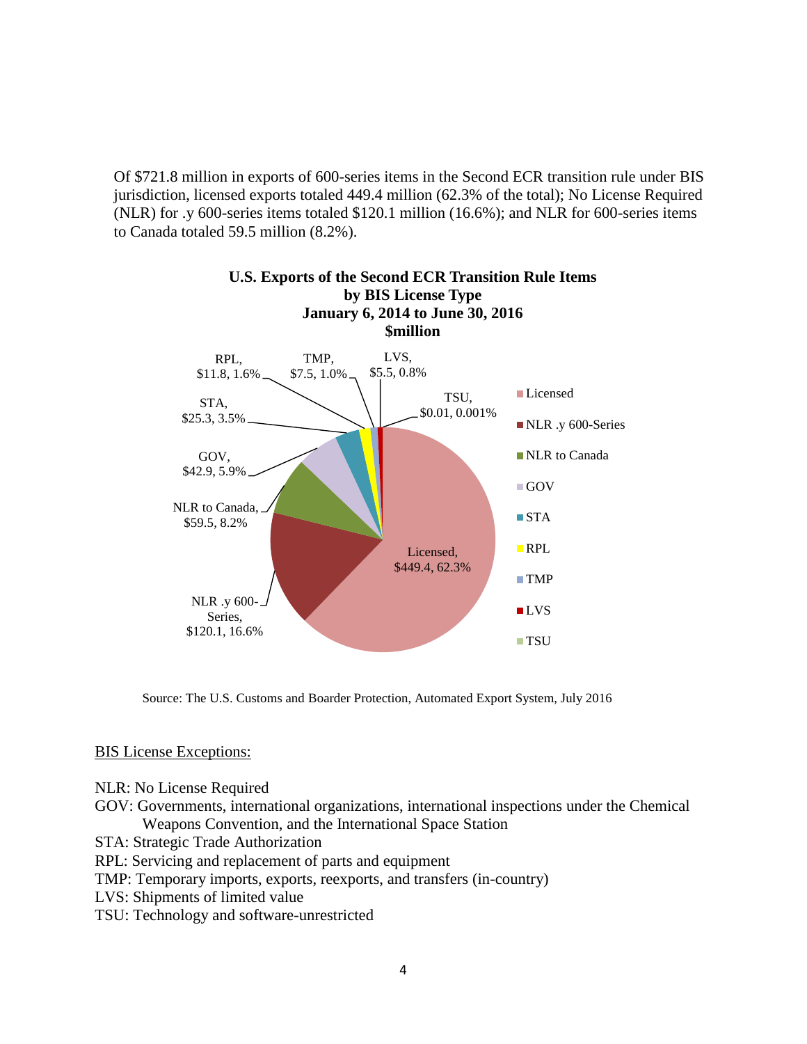Of $721.8 million in exports of 600-series items in the Second ECR transition rule under BIS jurisdiction, licensed exports totaled 449.4 million (62.3% of the total); No License Required (NLR) for .y 600-series items totaled $120.1 million (16.6%); and NLR for 600-series items to Canada totaled 59.5 million (8.2%).

**U.S. Exports of the Second ECR Transition Rule Items by BIS License Type January 6, 2014 to June 30, 2016 $million**

RPL, $11.8, 1.6%
TMP, $7.5, 1.0%
LVS, $5.5, 0.8%
TSU, $0.01, 0.001%
STA, $25.3, 3.5%
GOV, $42.9, 5.9%
NLR to Canada, $59.5, 8.2%
NLR .y 600-Series, $120.1, 16.6%
Licensed, $449.4, 62.3%

Licensed
NLR .y 600-Series
NLR to Canada
GOV
STA
RPL
TMP
LVS
TSU

Source: The U.S. Customs and Boarder Protection, Automated Export System, July 2016

<u>BIS License Exceptions:</u>

NLR: No License Required
GOV: Governments, international organizations, international inspections under the Chemical Weapons Convention, and the International Space Station
STA: Strategic Trade Authorization
RPL: Servicing and replacement of parts and equipment
TMP: Temporary imports, exports, reexports, and transfers (in-country)
LVS: Shipments of limited value
TSU: Technology and software-unrestricted